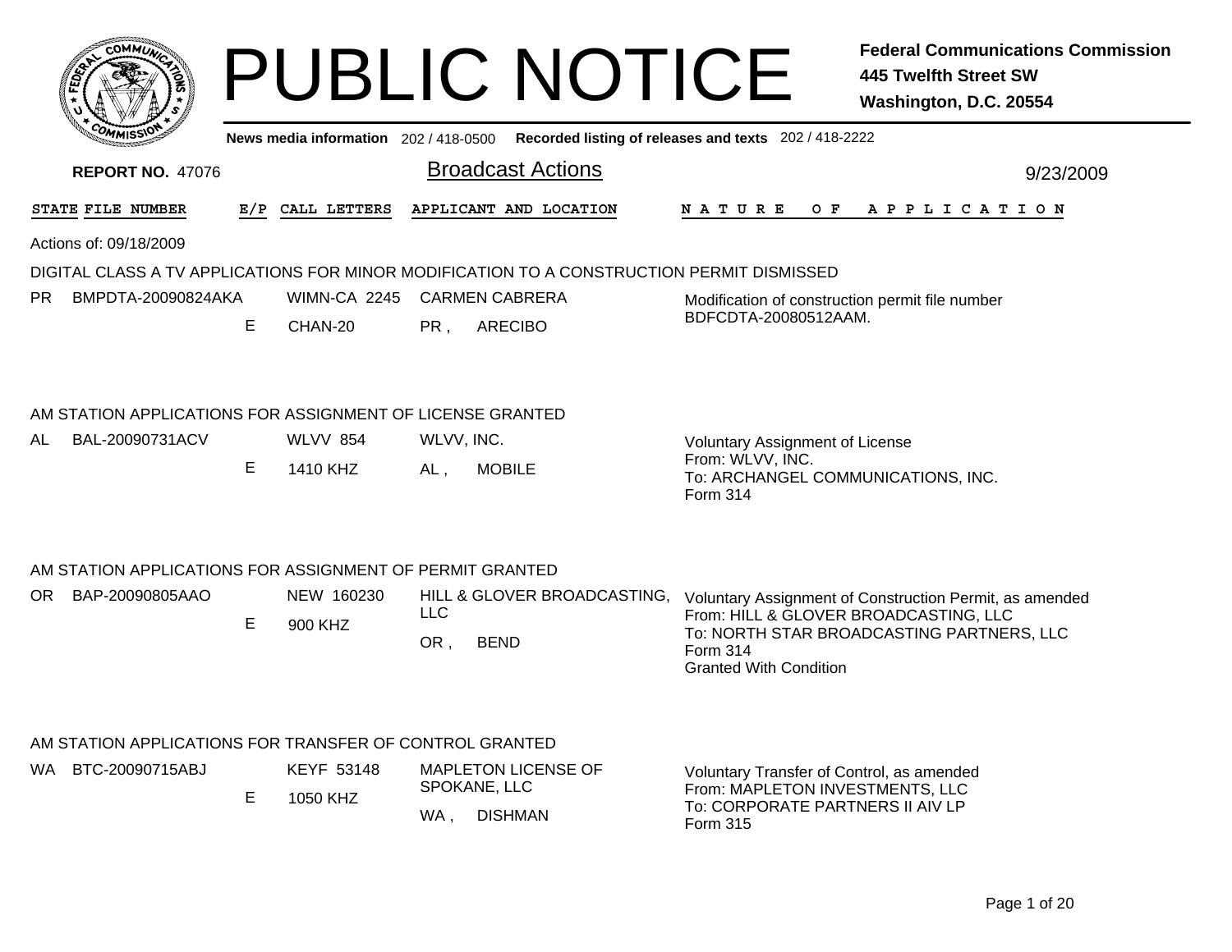# PUBLIC NOTICE

**Federal Communications Commission**
**445 Twelfth Street SW**
**Washington, D.C. 20554**

News media information 202 / 418-0500 Recorded listing of releases and texts 202 / 418-2222

**REPORT NO.** 47076

## Broadcast Actions

9/23/2009

| STATE | FILE NUMBER | E/P | CALL LETTERS | APPLICANT AND LOCATION | NATURE OF APPLICATION |
|---|---|---|---|---|---|

Actions of: 09/18/2009

### DIGITAL CLASS A TV APPLICATIONS FOR MINOR MODIFICATION TO A CONSTRUCTION PERMIT DISMISSED

| STATE | FILE NUMBER | E/P | CALL LETTERS | APPLICANT AND LOCATION | NATURE OF APPLICATION |
|---|---|---|---|---|---|
| PR | BMPDTA-20090824AKA | E | WIMN-CA 2245 CHAN-20 | CARMEN CABRERA PR , ARECIBO | Modification of construction permit file number BDFCDTA-20080512AAM. |

### AM STATION APPLICATIONS FOR ASSIGNMENT OF LICENSE GRANTED

| STATE | FILE NUMBER | E/P | CALL LETTERS | APPLICANT AND LOCATION | NATURE OF APPLICATION |
|---|---|---|---|---|---|
| AL | BAL-20090731ACV | E | WLVV 854 1410 KHZ | WLVV, INC. AL , MOBILE | Voluntary Assignment of License From: WLVV, INC. To: ARCHANGEL COMMUNICATIONS, INC. Form 314 |

### AM STATION APPLICATIONS FOR ASSIGNMENT OF PERMIT GRANTED

| STATE | FILE NUMBER | E/P | CALL LETTERS | APPLICANT AND LOCATION | NATURE OF APPLICATION |
|---|---|---|---|---|---|
| OR | BAP-20090805AAO | E | NEW 160230 900 KHZ | HILL & GLOVER BROADCASTING, LLC OR , BEND | Voluntary Assignment of Construction Permit, as amended From: HILL & GLOVER BROADCASTING, LLC To: NORTH STAR BROADCASTING PARTNERS, LLC Form 314 Granted With Condition |

### AM STATION APPLICATIONS FOR TRANSFER OF CONTROL GRANTED

| STATE | FILE NUMBER | E/P | CALL LETTERS | APPLICANT AND LOCATION | NATURE OF APPLICATION |
|---|---|---|---|---|---|
| WA | BTC-20090715ABJ | E | KEYF 53148 1050 KHZ | MAPLETON LICENSE OF SPOKANE, LLC WA , DISHMAN | Voluntary Transfer of Control, as amended From: MAPLETON INVESTMENTS, LLC To: CORPORATE PARTNERS II AIV LP Form 315 |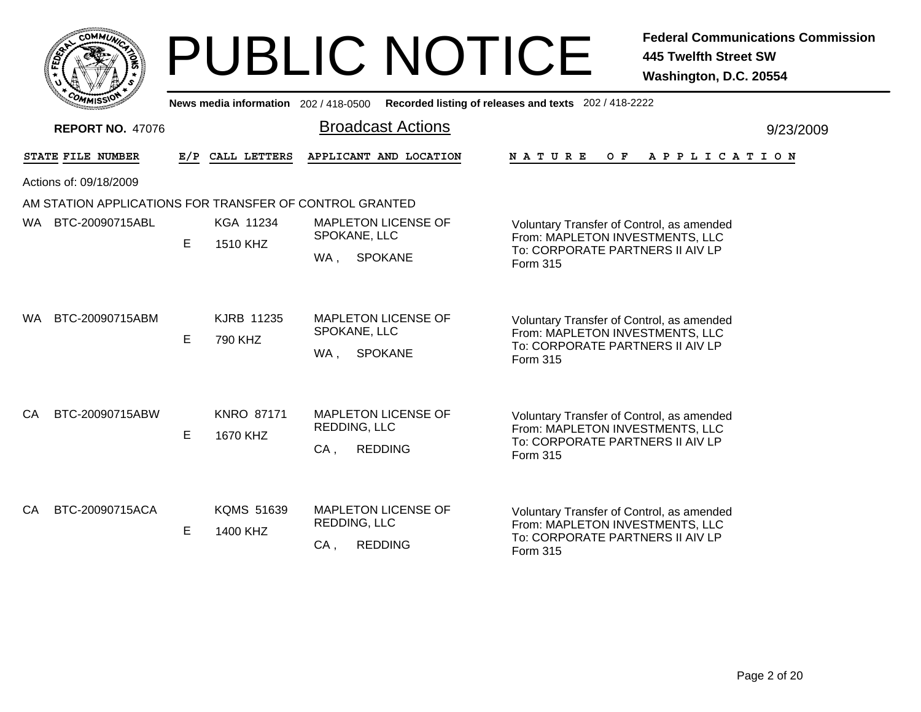# PUBLIC NOTICE

**Federal Communications Commission**
**445 Twelfth Street SW**
**Washington, D.C. 20554**

**News media information** 202 / 418-0500 **Recorded listing of releases and texts** 202 / 418-2222

**REPORT NO.** 47076

## Broadcast Actions

9/23/2009

| STATE | FILE NUMBER | E/P | CALL LETTERS | APPLICANT AND LOCATION | NATURE OF APPLICATION |
|---|---|---|---|---|---|

Actions of: 09/18/2009

AM STATION APPLICATIONS FOR TRANSFER OF CONTROL GRANTED

| STATE | FILE NUMBER | E/P | CALL LETTERS | APPLICANT AND LOCATION | NATURE OF APPLICATION |
|---|---|---|---|---|---|
| WA | BTC-20090715ABL | E | KGA 11234<br>1510 KHZ | MAPLETON LICENSE OF SPOKANE, LLC<br>WA , SPOKANE | Voluntary Transfer of Control, as amended<br>From: MAPLETON INVESTMENTS, LLC<br>To: CORPORATE PARTNERS II AIV LP<br>Form 315 |
| WA | BTC-20090715ABM | E | KJRB 11235<br>790 KHZ | MAPLETON LICENSE OF SPOKANE, LLC<br>WA , SPOKANE | Voluntary Transfer of Control, as amended<br>From: MAPLETON INVESTMENTS, LLC<br>To: CORPORATE PARTNERS II AIV LP<br>Form 315 |
| CA | BTC-20090715ABW | E | KNRO 87171<br>1670 KHZ | MAPLETON LICENSE OF REDDING, LLC<br>CA , REDDING | Voluntary Transfer of Control, as amended<br>From: MAPLETON INVESTMENTS, LLC<br>To: CORPORATE PARTNERS II AIV LP<br>Form 315 |
| CA | BTC-20090715ACA | E | KQMS 51639<br>1400 KHZ | MAPLETON LICENSE OF REDDING, LLC<br>CA , REDDING | Voluntary Transfer of Control, as amended<br>From: MAPLETON INVESTMENTS, LLC<br>To: CORPORATE PARTNERS II AIV LP<br>Form 315 |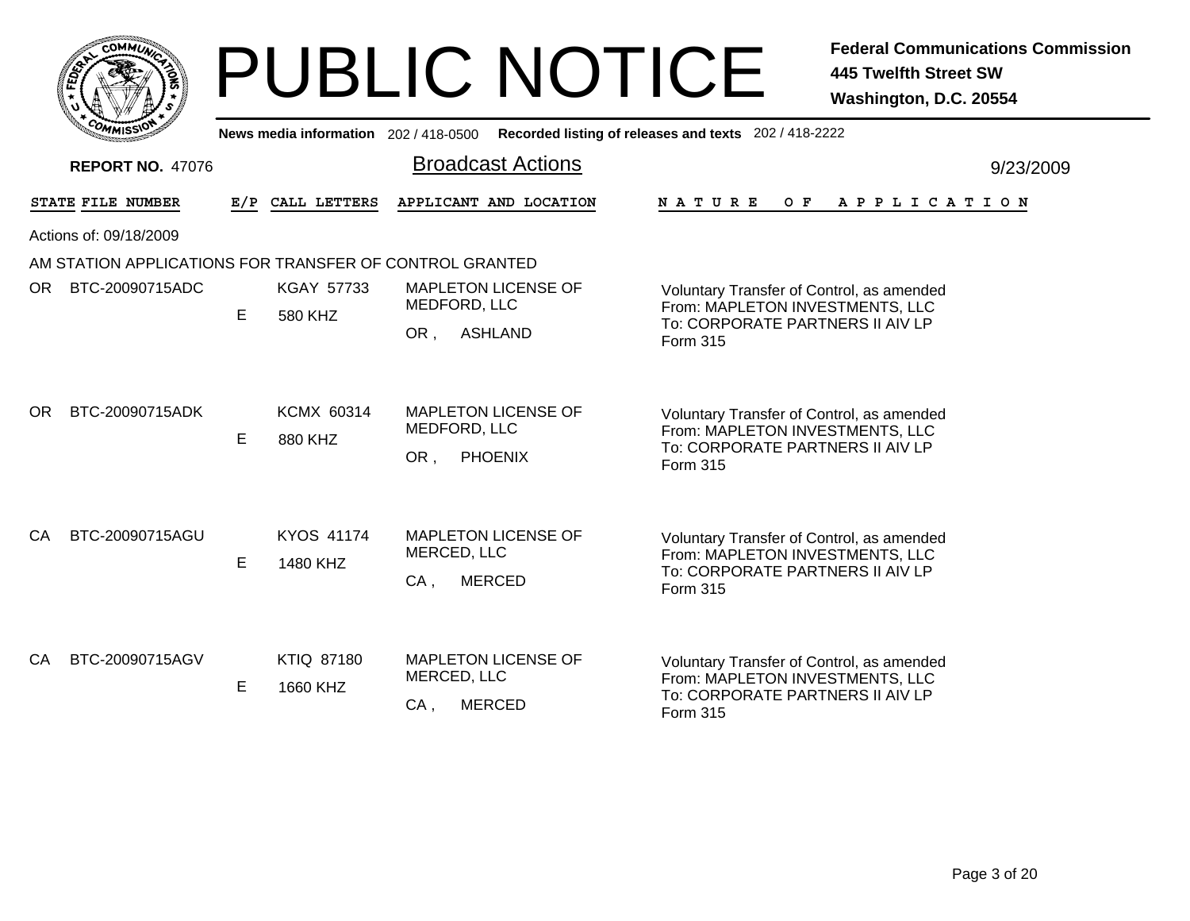# PUBLIC NOTICE

**Federal Communications Commission**
**445 Twelfth Street SW**
**Washington, D.C. 20554**

**News media information** 202 / 418-0500 **Recorded listing of releases and texts** 202 / 418-2222

**REPORT NO.** 47076

## Broadcast Actions

9/23/2009

Actions of: 09/18/2009

AM STATION APPLICATIONS FOR TRANSFER OF CONTROL GRANTED

| STATE | FILE NUMBER | E/P | CALL LETTERS | APPLICANT AND LOCATION | NATURE OF APPLICATION |
|---|---|---|---|---|---|
| OR | BTC-20090715ADC | E | KGAY 57733<br>580 KHZ | MAPLETON LICENSE OF MEDFORD, LLC<br>OR , ASHLAND | Voluntary Transfer of Control, as amended<br>From: MAPLETON INVESTMENTS, LLC<br>To: CORPORATE PARTNERS II AIV LP<br>Form 315 |
| OR | BTC-20090715ADK | E | KCMX 60314<br>880 KHZ | MAPLETON LICENSE OF MEDFORD, LLC<br>OR , PHOENIX | Voluntary Transfer of Control, as amended<br>From: MAPLETON INVESTMENTS, LLC<br>To: CORPORATE PARTNERS II AIV LP<br>Form 315 |
| CA | BTC-20090715AGU | E | KYOS 41174<br>1480 KHZ | MAPLETON LICENSE OF MERCED, LLC<br>CA , MERCED | Voluntary Transfer of Control, as amended<br>From: MAPLETON INVESTMENTS, LLC<br>To: CORPORATE PARTNERS II AIV LP<br>Form 315 |
| CA | BTC-20090715AGV | E | KTIQ 87180<br>1660 KHZ | MAPLETON LICENSE OF MERCED, LLC<br>CA , MERCED | Voluntary Transfer of Control, as amended<br>From: MAPLETON INVESTMENTS, LLC<br>To: CORPORATE PARTNERS II AIV LP<br>Form 315 |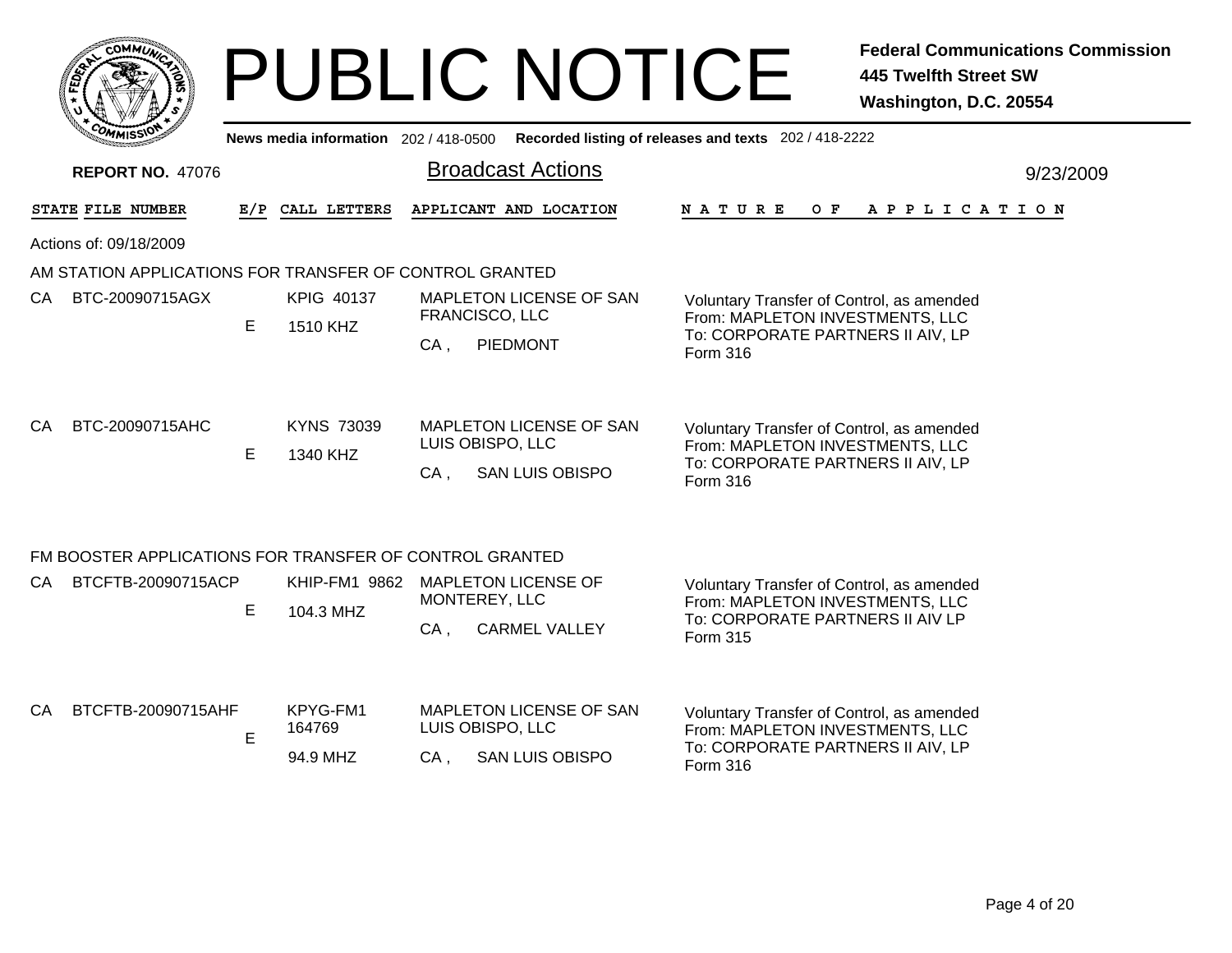# PUBLIC NOTICE

**Federal Communications Commission**
**445 Twelfth Street SW**
**Washington, D.C. 20554**

**News media information** 202 / 418-0500 **Recorded listing of releases and texts** 202 / 418-2222

**REPORT NO.** 47076

## Broadcast Actions

9/23/2009

Actions of: 09/18/2009

### AM STATION APPLICATIONS FOR TRANSFER OF CONTROL GRANTED

| STATE | FILE NUMBER | E/P | CALL LETTERS | APPLICANT AND LOCATION | NATURE OF APPLICATION |
|---|---|---|---|---|---|
| CA | BTC-20090715AGX | E | KPIG 40137<br>1510 KHZ | MAPLETON LICENSE OF SAN FRANCISCO, LLC<br>CA , PIEDMONT | Voluntary Transfer of Control, as amended<br>From: MAPLETON INVESTMENTS, LLC<br>To: CORPORATE PARTNERS II AIV, LP<br>Form 316 |
| CA | BTC-20090715AHC | E | KYNS 73039<br>1340 KHZ | MAPLETON LICENSE OF SAN LUIS OBISPO, LLC<br>CA , SAN LUIS OBISPO | Voluntary Transfer of Control, as amended<br>From: MAPLETON INVESTMENTS, LLC<br>To: CORPORATE PARTNERS II AIV, LP<br>Form 316 |

### FM BOOSTER APPLICATIONS FOR TRANSFER OF CONTROL GRANTED

| STATE | FILE NUMBER | E/P | CALL LETTERS | APPLICANT AND LOCATION | NATURE OF APPLICATION |
|---|---|---|---|---|---|
| CA | BTCFTB-20090715ACP | E | KHIP-FM1 9862<br>104.3 MHZ | MAPLETON LICENSE OF MONTEREY, LLC<br>CA , CARMEL VALLEY | Voluntary Transfer of Control, as amended<br>From: MAPLETON INVESTMENTS, LLC<br>To: CORPORATE PARTNERS II AIV LP<br>Form 315 |
| CA | BTCFTB-20090715AHF | E | KPYG-FM1 164769<br>94.9 MHZ | MAPLETON LICENSE OF SAN LUIS OBISPO, LLC<br>CA , SAN LUIS OBISPO | Voluntary Transfer of Control, as amended<br>From: MAPLETON INVESTMENTS, LLC<br>To: CORPORATE PARTNERS II AIV, LP<br>Form 316 |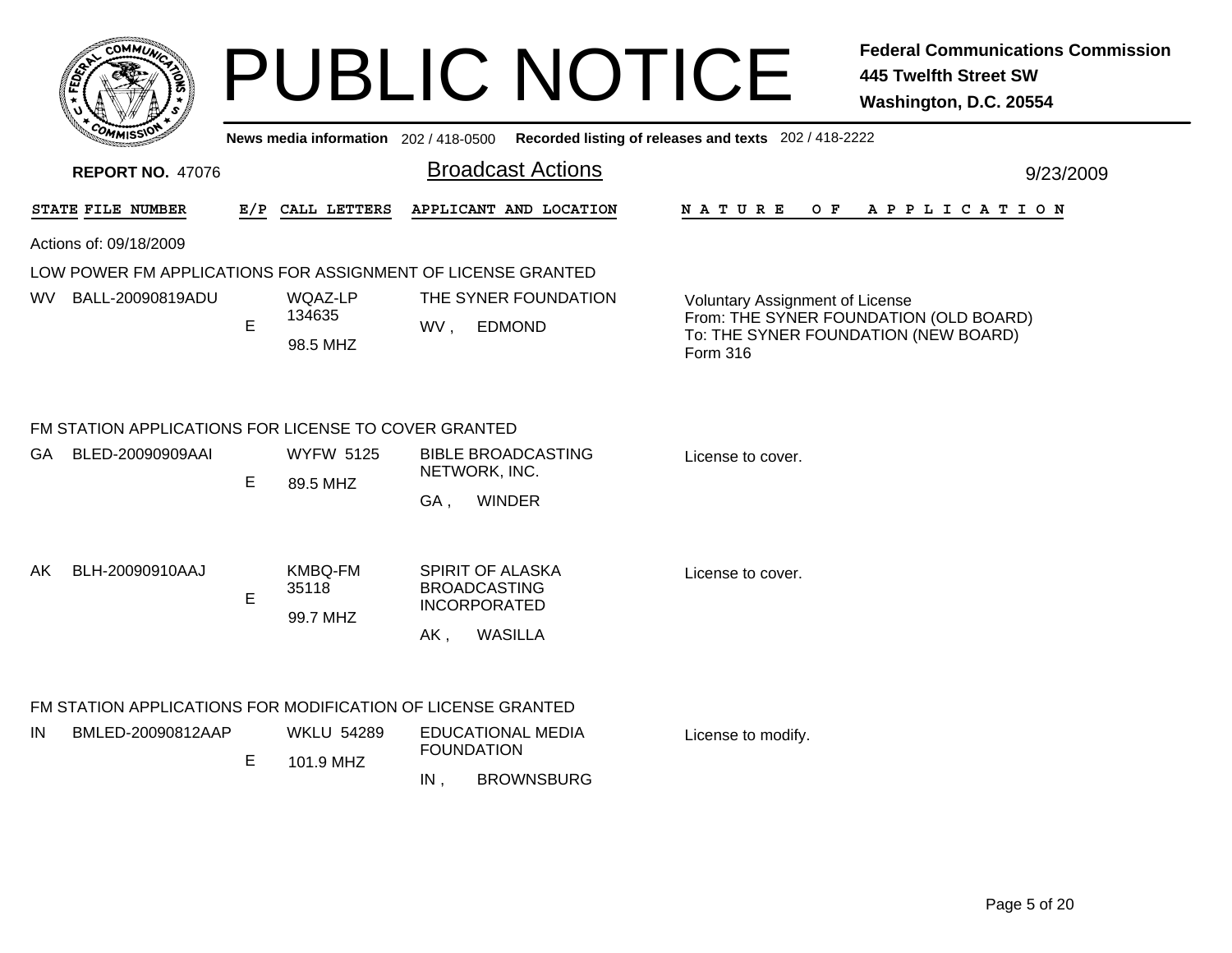# PUBLIC NOTICE

**Federal Communications Commission**
**445 Twelfth Street SW**
**Washington, D.C. 20554**

**News media information** 202 / 418-0500 **Recorded listing of releases and texts** 202 / 418-2222

**REPORT NO.** 47076

## Broadcast Actions

9/23/2009

Actions of: 09/18/2009

### LOW POWER FM APPLICATIONS FOR ASSIGNMENT OF LICENSE GRANTED

| STATE | FILE NUMBER | E/P | CALL LETTERS | APPLICANT AND LOCATION | NATURE OF APPLICATION |
|---|---|---|---|---|---|
| WV | BALL-20090819ADU | E | WQAZ-LP 134635 98.5 MHZ | THE SYNER FOUNDATION WV , EDMOND | Voluntary Assignment of License From: THE SYNER FOUNDATION (OLD BOARD) To: THE SYNER FOUNDATION (NEW BOARD) Form 316 |

### FM STATION APPLICATIONS FOR LICENSE TO COVER GRANTED

| STATE | FILE NUMBER | E/P | CALL LETTERS | APPLICANT AND LOCATION | NATURE OF APPLICATION |
|---|---|---|---|---|---|
| GA | BLED-20090909AAI | E | WYFW 5125 89.5 MHZ | BIBLE BROADCASTING NETWORK, INC. GA , WINDER | License to cover. |
| AK | BLH-20090910AAJ | E | KMBQ-FM 35118 99.7 MHZ | SPIRIT OF ALASKA BROADCASTING INCORPORATED AK , WASILLA | License to cover. |

### FM STATION APPLICATIONS FOR MODIFICATION OF LICENSE GRANTED

| STATE | FILE NUMBER | E/P | CALL LETTERS | APPLICANT AND LOCATION | NATURE OF APPLICATION |
|---|---|---|---|---|---|
| IN | BMLED-20090812AAP | E | WKLU 54289 101.9 MHZ | EDUCATIONAL MEDIA FOUNDATION IN , BROWNSBURG | License to modify. |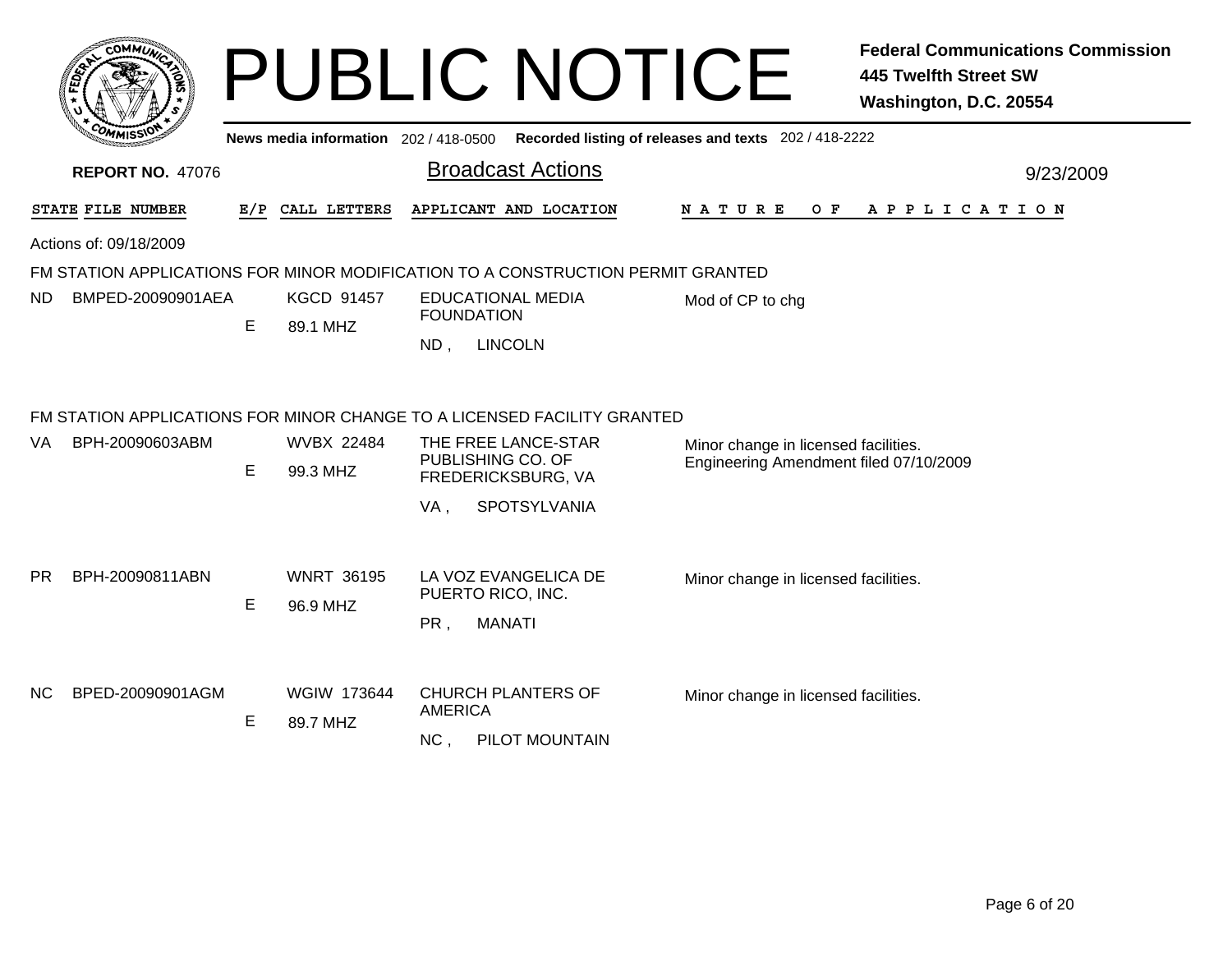# PUBLIC NOTICE

**Federal Communications Commission**
**445 Twelfth Street SW**
**Washington, D.C. 20554**

News media information 202 / 418-0500 Recorded listing of releases and texts 202 / 418-2222

**REPORT NO.** 47076

## Broadcast Actions

9/23/2009

Actions of: 09/18/2009

### FM STATION APPLICATIONS FOR MINOR MODIFICATION TO A CONSTRUCTION PERMIT GRANTED

| STATE | FILE NUMBER | E/P | CALL LETTERS | APPLICANT AND LOCATION | NATURE OF APPLICATION |
|---|---|---|---|---|---|
| ND | BMPED-20090901AEA | E | KGCD 91457<br>89.1 MHZ | EDUCATIONAL MEDIA FOUNDATION<br>ND , LINCOLN | Mod of CP to chg |

### FM STATION APPLICATIONS FOR MINOR CHANGE TO A LICENSED FACILITY GRANTED

| STATE | FILE NUMBER | E/P | CALL LETTERS | APPLICANT AND LOCATION | NATURE OF APPLICATION |
|---|---|---|---|---|---|
| VA | BPH-20090603ABM | E | WVBX 22484<br>99.3 MHZ | THE FREE LANCE-STAR PUBLISHING CO. OF FREDERICKSBURG, VA<br>VA , SPOTSYLVANIA | Minor change in licensed facilities. Engineering Amendment filed 07/10/2009 |
| PR | BPH-20090811ABN | E | WNRT 36195<br>96.9 MHZ | LA VOZ EVANGELICA DE PUERTO RICO, INC.<br>PR , MANATI | Minor change in licensed facilities. |
| NC | BPED-20090901AGM | E | WGIW 173644<br>89.7 MHZ | CHURCH PLANTERS OF AMERICA<br>NC , PILOT MOUNTAIN | Minor change in licensed facilities. |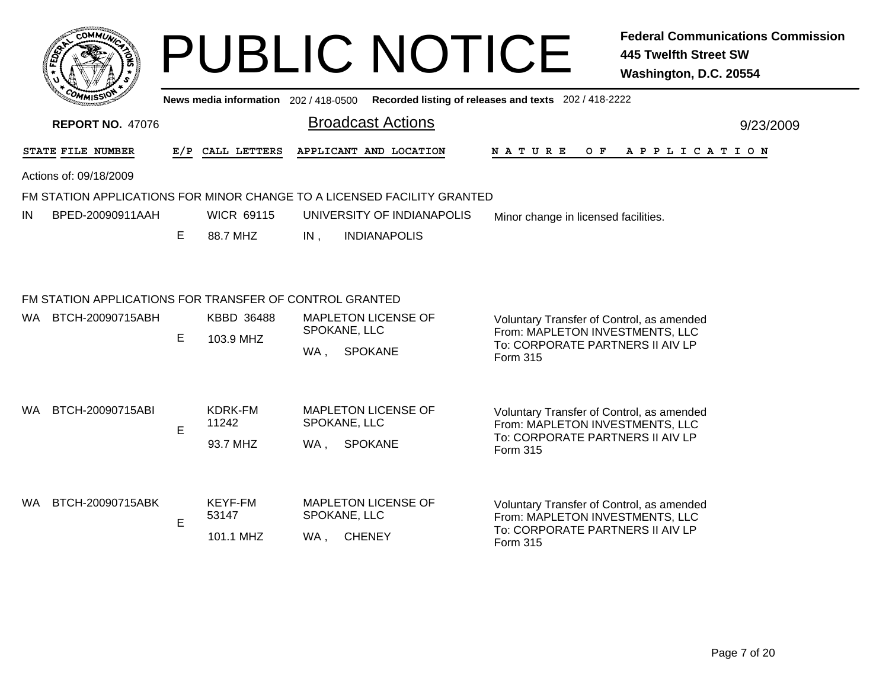# PUBLIC NOTICE

**Federal Communications Commission**
**445 Twelfth Street SW**
**Washington, D.C. 20554**

News media information 202 / 418-0500 Recorded listing of releases and texts 202 / 418-2222

**REPORT NO.** 47076

## Broadcast Actions

9/23/2009

Actions of: 09/18/2009

### FM STATION APPLICATIONS FOR MINOR CHANGE TO A LICENSED FACILITY GRANTED

| STATE | FILE NUMBER | E/P | CALL LETTERS | APPLICANT AND LOCATION | NATURE OF APPLICATION |
|---|---|---|---|---|---|
| IN | BPED-20090911AAH | E | WICR 69115<br>88.7 MHZ | UNIVERSITY OF INDIANAPOLIS<br>IN , INDIANAPOLIS | Minor change in licensed facilities. |

### FM STATION APPLICATIONS FOR TRANSFER OF CONTROL GRANTED

| STATE | FILE NUMBER | E/P | CALL LETTERS | APPLICANT AND LOCATION | NATURE OF APPLICATION |
|---|---|---|---|---|---|
| WA | BTCH-20090715ABH | E | KBBD 36488<br>103.9 MHZ | MAPLETON LICENSE OF SPOKANE, LLC<br>WA , SPOKANE | Voluntary Transfer of Control, as amended<br>From: MAPLETON INVESTMENTS, LLC<br>To: CORPORATE PARTNERS II AIV LP<br>Form 315 |
| WA | BTCH-20090715ABI | E | KDRK-FM 11242<br>93.7 MHZ | MAPLETON LICENSE OF SPOKANE, LLC<br>WA , SPOKANE | Voluntary Transfer of Control, as amended<br>From: MAPLETON INVESTMENTS, LLC<br>To: CORPORATE PARTNERS II AIV LP<br>Form 315 |
| WA | BTCH-20090715ABK | E | KEYF-FM 53147<br>101.1 MHZ | MAPLETON LICENSE OF SPOKANE, LLC<br>WA , CHENEY | Voluntary Transfer of Control, as amended<br>From: MAPLETON INVESTMENTS, LLC<br>To: CORPORATE PARTNERS II AIV LP<br>Form 315 |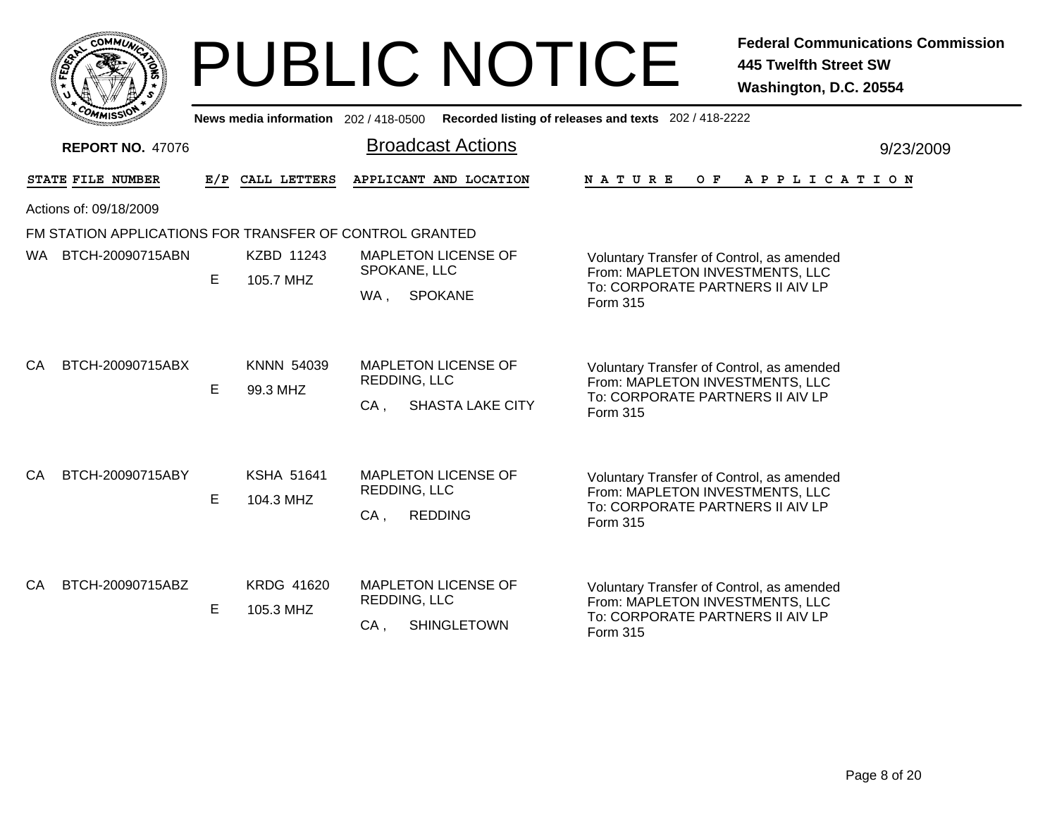# PUBLIC NOTICE

**Federal Communications Commission**
**445 Twelfth Street SW**
**Washington, D.C. 20554**

**News media information** 202 / 418-0500 **Recorded listing of releases and texts** 202 / 418-2222

**REPORT NO.** 47076

## Broadcast Actions

9/23/2009

Actions of: 09/18/2009

FM STATION APPLICATIONS FOR TRANSFER OF CONTROL GRANTED

| STATE | FILE NUMBER | E/P | CALL LETTERS | APPLICANT AND LOCATION | NATURE OF APPLICATION |
|---|---|---|---|---|---|
| WA | BTCH-20090715ABN | E | KZBD 11243<br>105.7 MHZ | MAPLETON LICENSE OF SPOKANE, LLC<br>WA , SPOKANE | Voluntary Transfer of Control, as amended<br>From: MAPLETON INVESTMENTS, LLC<br>To: CORPORATE PARTNERS II AIV LP<br>Form 315 |
| CA | BTCH-20090715ABX | E | KNNN 54039<br>99.3 MHZ | MAPLETON LICENSE OF REDDING, LLC<br>CA , SHASTA LAKE CITY | Voluntary Transfer of Control, as amended<br>From: MAPLETON INVESTMENTS, LLC<br>To: CORPORATE PARTNERS II AIV LP<br>Form 315 |
| CA | BTCH-20090715ABY | E | KSHA 51641<br>104.3 MHZ | MAPLETON LICENSE OF REDDING, LLC<br>CA , REDDING | Voluntary Transfer of Control, as amended<br>From: MAPLETON INVESTMENTS, LLC<br>To: CORPORATE PARTNERS II AIV LP<br>Form 315 |
| CA | BTCH-20090715ABZ | E | KRDG 41620<br>105.3 MHZ | MAPLETON LICENSE OF REDDING, LLC<br>CA , SHINGLETOWN | Voluntary Transfer of Control, as amended<br>From: MAPLETON INVESTMENTS, LLC<br>To: CORPORATE PARTNERS II AIV LP<br>Form 315 |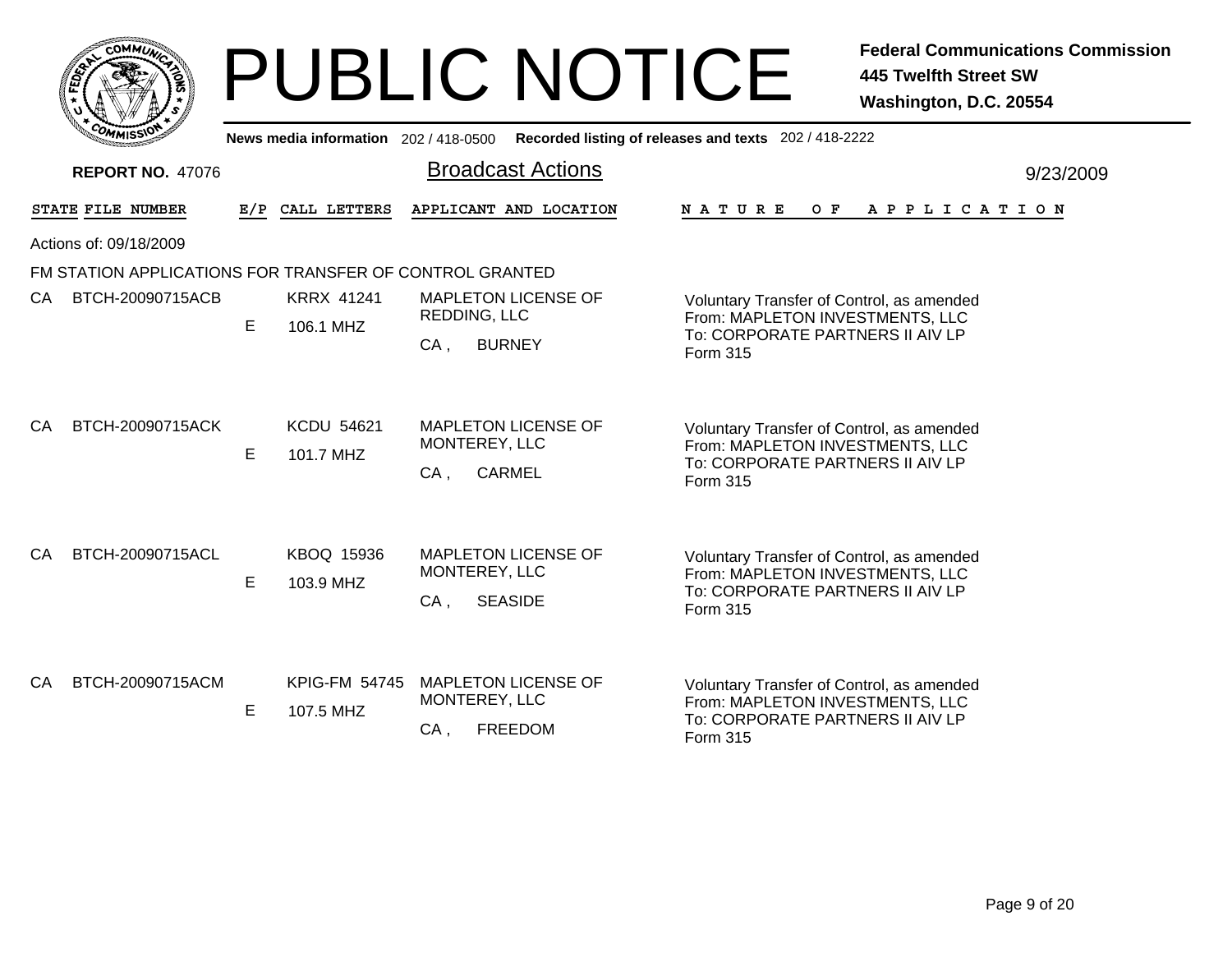# PUBLIC NOTICE

**Federal Communications Commission**
**445 Twelfth Street SW**
**Washington, D.C. 20554**

News media information 202 / 418-0500 Recorded listing of releases and texts 202 / 418-2222

**REPORT NO.** 47076

## Broadcast Actions

9/23/2009

Actions of: 09/18/2009

FM STATION APPLICATIONS FOR TRANSFER OF CONTROL GRANTED

| STATE | FILE NUMBER | E/P | CALL LETTERS | APPLICANT AND LOCATION | NATURE OF APPLICATION |
|---|---|---|---|---|---|
| CA | BTCH-20090715ACB | E | KRRX 41241<br>106.1 MHZ | MAPLETON LICENSE OF REDDING, LLC<br>CA , BURNEY | Voluntary Transfer of Control, as amended<br>From: MAPLETON INVESTMENTS, LLC<br>To: CORPORATE PARTNERS II AIV LP<br>Form 315 |
| CA | BTCH-20090715ACK | E | KCDU 54621<br>101.7 MHZ | MAPLETON LICENSE OF MONTEREY, LLC<br>CA , CARMEL | Voluntary Transfer of Control, as amended<br>From: MAPLETON INVESTMENTS, LLC<br>To: CORPORATE PARTNERS II AIV LP<br>Form 315 |
| CA | BTCH-20090715ACL | E | KBOQ 15936<br>103.9 MHZ | MAPLETON LICENSE OF MONTEREY, LLC<br>CA , SEASIDE | Voluntary Transfer of Control, as amended<br>From: MAPLETON INVESTMENTS, LLC<br>To: CORPORATE PARTNERS II AIV LP<br>Form 315 |
| CA | BTCH-20090715ACM | E | KPIG-FM 54745<br>107.5 MHZ | MAPLETON LICENSE OF MONTEREY, LLC<br>CA , FREEDOM | Voluntary Transfer of Control, as amended<br>From: MAPLETON INVESTMENTS, LLC<br>To: CORPORATE PARTNERS II AIV LP<br>Form 315 |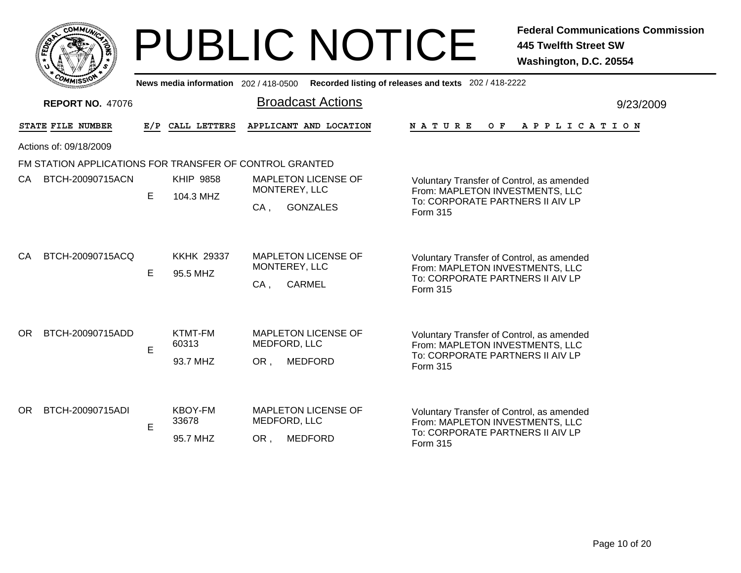# PUBLIC NOTICE

**Federal Communications Commission**
**445 Twelfth Street SW**
**Washington, D.C. 20554**

News media information 202 / 418-0500 Recorded listing of releases and texts 202 / 418-2222

**REPORT NO.** 47076

## Broadcast Actions

9/23/2009

Actions of: 09/18/2009

### FM STATION APPLICATIONS FOR TRANSFER OF CONTROL GRANTED

| STATE | FILE NUMBER | E/P | CALL LETTERS | APPLICANT AND LOCATION | NATURE OF APPLICATION |
|---|---|---|---|---|---|
| CA | BTCH-20090715ACN | E | KHIP 9858<br>104.3 MHZ | MAPLETON LICENSE OF MONTEREY, LLC<br>CA , GONZALES | Voluntary Transfer of Control, as amended<br>From: MAPLETON INVESTMENTS, LLC<br>To: CORPORATE PARTNERS II AIV LP<br>Form 315 |
| CA | BTCH-20090715ACQ | E | KKHK 29337<br>95.5 MHZ | MAPLETON LICENSE OF MONTEREY, LLC<br>CA , CARMEL | Voluntary Transfer of Control, as amended<br>From: MAPLETON INVESTMENTS, LLC<br>To: CORPORATE PARTNERS II AIV LP<br>Form 315 |
| OR | BTCH-20090715ADD | E | KTMT-FM 60313<br>93.7 MHZ | MAPLETON LICENSE OF MEDFORD, LLC<br>OR , MEDFORD | Voluntary Transfer of Control, as amended<br>From: MAPLETON INVESTMENTS, LLC<br>To: CORPORATE PARTNERS II AIV LP<br>Form 315 |
| OR | BTCH-20090715ADI | E | KBOY-FM 33678<br>95.7 MHZ | MAPLETON LICENSE OF MEDFORD, LLC<br>OR , MEDFORD | Voluntary Transfer of Control, as amended<br>From: MAPLETON INVESTMENTS, LLC<br>To: CORPORATE PARTNERS II AIV LP<br>Form 315 |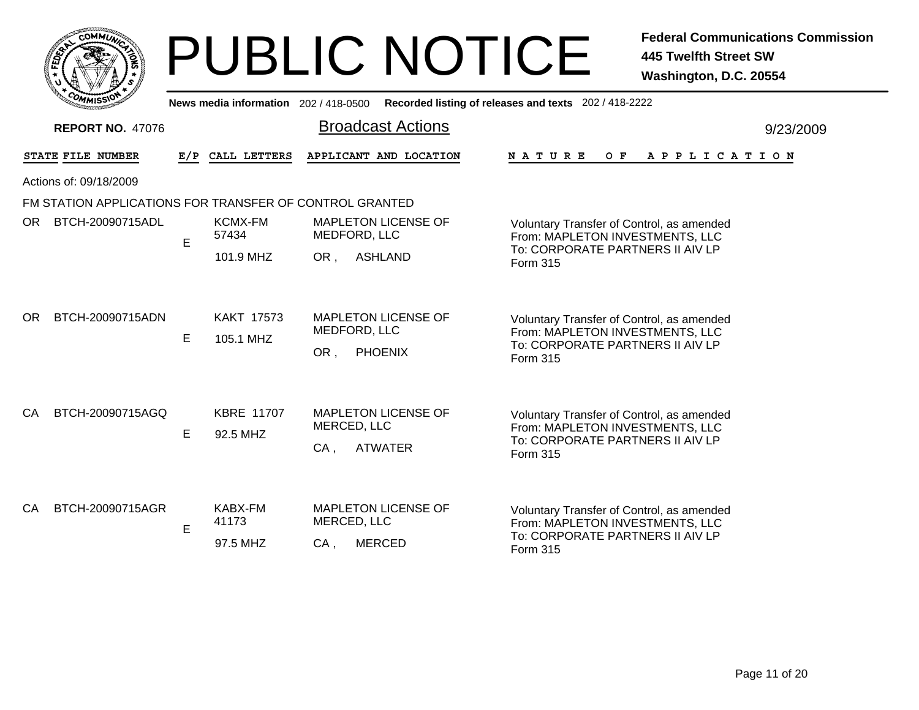# PUBLIC NOTICE

**Federal Communications Commission**
**445 Twelfth Street SW**
**Washington, D.C. 20554**

News media information 202 / 418-0500 Recorded listing of releases and texts 202 / 418-2222

**REPORT NO.** 47076

## Broadcast Actions

9/23/2009

Actions of: 09/18/2009

FM STATION APPLICATIONS FOR TRANSFER OF CONTROL GRANTED

| STATE | FILE NUMBER | E/P | CALL LETTERS | APPLICANT AND LOCATION | NATURE OF APPLICATION |
|---|---|---|---|---|---|
| OR | BTCH-20090715ADL | E | KCMX-FM 57434 101.9 MHZ | MAPLETON LICENSE OF MEDFORD, LLC OR , ASHLAND | Voluntary Transfer of Control, as amended From: MAPLETON INVESTMENTS, LLC To: CORPORATE PARTNERS II AIV LP Form 315 |
| OR | BTCH-20090715ADN | E | KAKT 17573 105.1 MHZ | MAPLETON LICENSE OF MEDFORD, LLC OR , PHOENIX | Voluntary Transfer of Control, as amended From: MAPLETON INVESTMENTS, LLC To: CORPORATE PARTNERS II AIV LP Form 315 |
| CA | BTCH-20090715AGQ | E | KBRE 11707 92.5 MHZ | MAPLETON LICENSE OF MERCED, LLC CA , ATWATER | Voluntary Transfer of Control, as amended From: MAPLETON INVESTMENTS, LLC To: CORPORATE PARTNERS II AIV LP Form 315 |
| CA | BTCH-20090715AGR | E | KABX-FM 41173 97.5 MHZ | MAPLETON LICENSE OF MERCED, LLC CA , MERCED | Voluntary Transfer of Control, as amended From: MAPLETON INVESTMENTS, LLC To: CORPORATE PARTNERS II AIV LP Form 315 |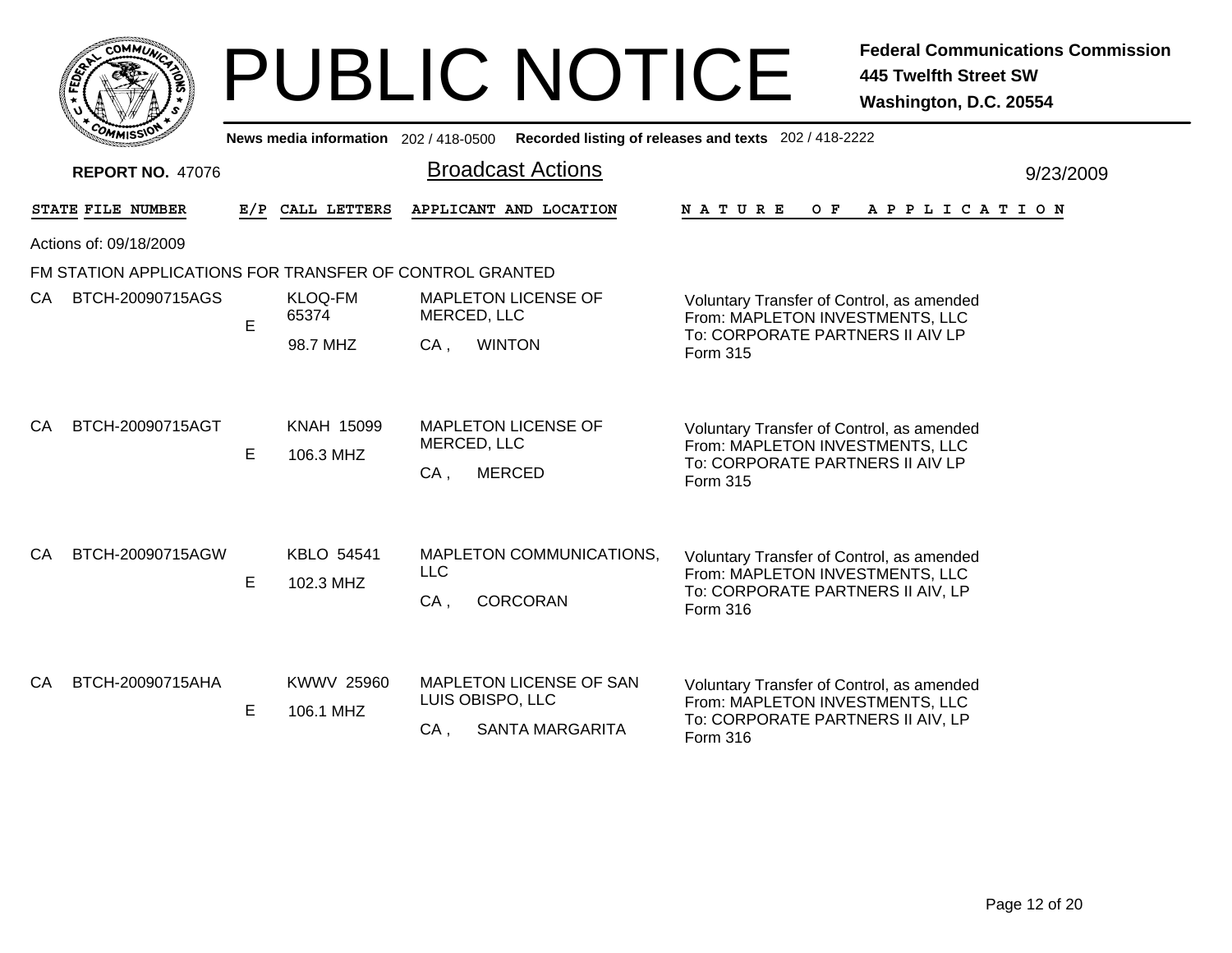# PUBLIC NOTICE

**Federal Communications Commission**
**445 Twelfth Street SW**
**Washington, D.C. 20554**

**News media information** 202 / 418-0500 **Recorded listing of releases and texts** 202 / 418-2222

**REPORT NO.** 47076

## Broadcast Actions

9/23/2009

Actions of: 09/18/2009

FM STATION APPLICATIONS FOR TRANSFER OF CONTROL GRANTED

| STATE | FILE NUMBER | E/P | CALL LETTERS | APPLICANT AND LOCATION | NATURE OF APPLICATION |
|---|---|---|---|---|---|
| CA | BTCH-20090715AGS | E | KLOQ-FM 65374<br>98.7 MHZ | MAPLETON LICENSE OF MERCED, LLC<br>CA , WINTON | Voluntary Transfer of Control, as amended<br>From: MAPLETON INVESTMENTS, LLC<br>To: CORPORATE PARTNERS II AIV LP<br>Form 315 |
| CA | BTCH-20090715AGT | E | KNAH 15099<br>106.3 MHZ | MAPLETON LICENSE OF MERCED, LLC<br>CA , MERCED | Voluntary Transfer of Control, as amended<br>From: MAPLETON INVESTMENTS, LLC<br>To: CORPORATE PARTNERS II AIV LP<br>Form 315 |
| CA | BTCH-20090715AGW | E | KBLO 54541<br>102.3 MHZ | MAPLETON COMMUNICATIONS, LLC<br>CA , CORCORAN | Voluntary Transfer of Control, as amended<br>From: MAPLETON INVESTMENTS, LLC<br>To: CORPORATE PARTNERS II AIV, LP<br>Form 316 |
| CA | BTCH-20090715AHA | E | KWWV 25960<br>106.1 MHZ | MAPLETON LICENSE OF SAN LUIS OBISPO, LLC<br>CA , SANTA MARGARITA | Voluntary Transfer of Control, as amended<br>From: MAPLETON INVESTMENTS, LLC<br>To: CORPORATE PARTNERS II AIV, LP<br>Form 316 |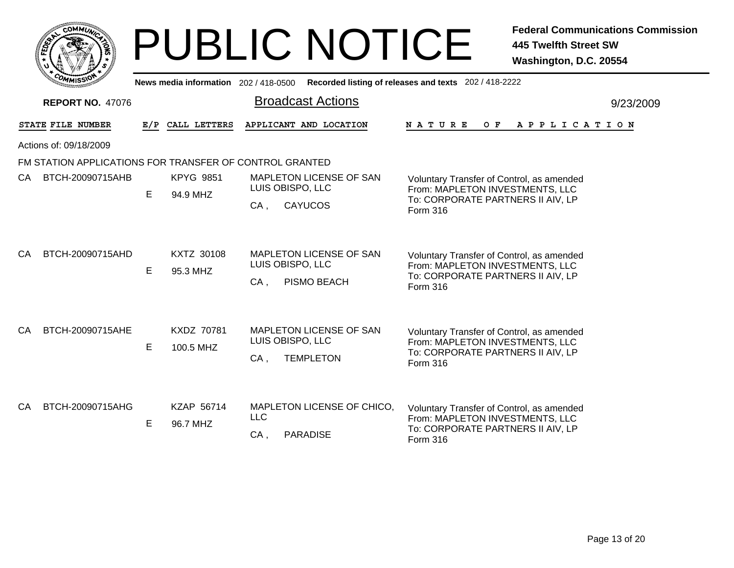# PUBLIC NOTICE

**Federal Communications Commission**
**445 Twelfth Street SW**
**Washington, D.C. 20554**

**News media information** 202 / 418-0500 **Recorded listing of releases and texts** 202 / 418-2222

**REPORT NO.** 47076

## Broadcast Actions

9/23/2009

| STATE | FILE NUMBER | E/P | CALL LETTERS | APPLICANT AND LOCATION | NATURE OF APPLICATION |
|---|---|---|---|---|---|

Actions of: 09/18/2009

FM STATION APPLICATIONS FOR TRANSFER OF CONTROL GRANTED

| STATE | FILE NUMBER | E/P | CALL LETTERS | APPLICANT AND LOCATION | NATURE OF APPLICATION |
|---|---|---|---|---|---|
| CA | BTCH-20090715AHB | E | KPYG 9851<br>94.9 MHZ | MAPLETON LICENSE OF SAN LUIS OBISPO, LLC<br>CA , CAYUCOS | Voluntary Transfer of Control, as amended<br>From: MAPLETON INVESTMENTS, LLC<br>To: CORPORATE PARTNERS II AIV, LP<br>Form 316 |
| CA | BTCH-20090715AHD | E | KXTZ 30108<br>95.3 MHZ | MAPLETON LICENSE OF SAN LUIS OBISPO, LLC<br>CA , PISMO BEACH | Voluntary Transfer of Control, as amended<br>From: MAPLETON INVESTMENTS, LLC<br>To: CORPORATE PARTNERS II AIV, LP<br>Form 316 |
| CA | BTCH-20090715AHE | E | KXDZ 70781<br>100.5 MHZ | MAPLETON LICENSE OF SAN LUIS OBISPO, LLC<br>CA , TEMPLETON | Voluntary Transfer of Control, as amended<br>From: MAPLETON INVESTMENTS, LLC<br>To: CORPORATE PARTNERS II AIV, LP<br>Form 316 |
| CA | BTCH-20090715AHG | E | KZAP 56714<br>96.7 MHZ | MAPLETON LICENSE OF CHICO, LLC<br>CA , PARADISE | Voluntary Transfer of Control, as amended<br>From: MAPLETON INVESTMENTS, LLC<br>To: CORPORATE PARTNERS II AIV, LP<br>Form 316 |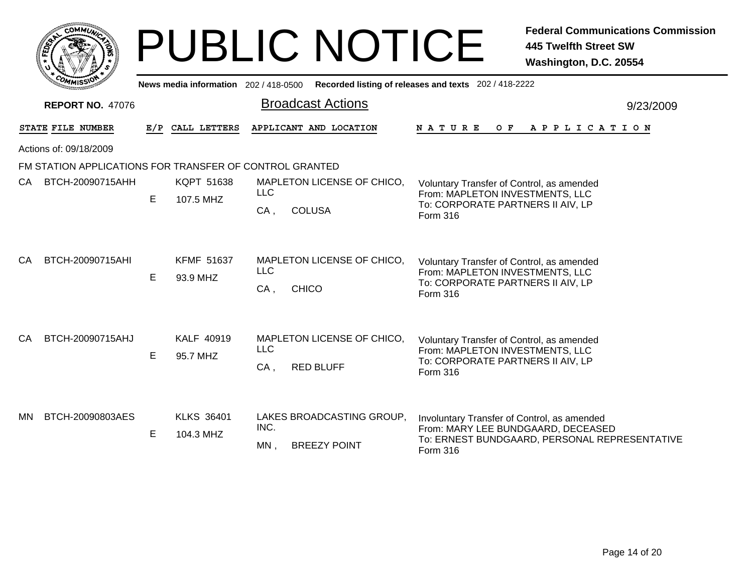# PUBLIC NOTICE

**Federal Communications Commission**
**445 Twelfth Street SW**
**Washington, D.C. 20554**

News media information 202 / 418-0500 Recorded listing of releases and texts 202 / 418-2222

**REPORT NO.** 47076

## Broadcast Actions

9/23/2009

Actions of: 09/18/2009

### FM STATION APPLICATIONS FOR TRANSFER OF CONTROL GRANTED

| STATE | FILE NUMBER | E/P | CALL LETTERS | APPLICANT AND LOCATION | NATURE OF APPLICATION |
|---|---|---|---|---|---|
| CA | BTCH-20090715AHH | E | KQPT 51638<br>107.5 MHZ | MAPLETON LICENSE OF CHICO, LLC<br>CA , COLUSA | Voluntary Transfer of Control, as amended<br>From: MAPLETON INVESTMENTS, LLC<br>To: CORPORATE PARTNERS II AIV, LP<br>Form 316 |
| CA | BTCH-20090715AHI | E | KFMF 51637<br>93.9 MHZ | MAPLETON LICENSE OF CHICO, LLC<br>CA , CHICO | Voluntary Transfer of Control, as amended<br>From: MAPLETON INVESTMENTS, LLC<br>To: CORPORATE PARTNERS II AIV, LP<br>Form 316 |
| CA | BTCH-20090715AHJ | E | KALF 40919<br>95.7 MHZ | MAPLETON LICENSE OF CHICO, LLC<br>CA , RED BLUFF | Voluntary Transfer of Control, as amended<br>From: MAPLETON INVESTMENTS, LLC<br>To: CORPORATE PARTNERS II AIV, LP<br>Form 316 |
| MN | BTCH-20090803AES | E | KLKS 36401<br>104.3 MHZ | LAKES BROADCASTING GROUP, INC.<br>MN , BREEZY POINT | Involuntary Transfer of Control, as amended<br>From: MARY LEE BUNDGAARD, DECEASED<br>To: ERNEST BUNDGAARD, PERSONAL REPRESENTATIVE<br>Form 316 |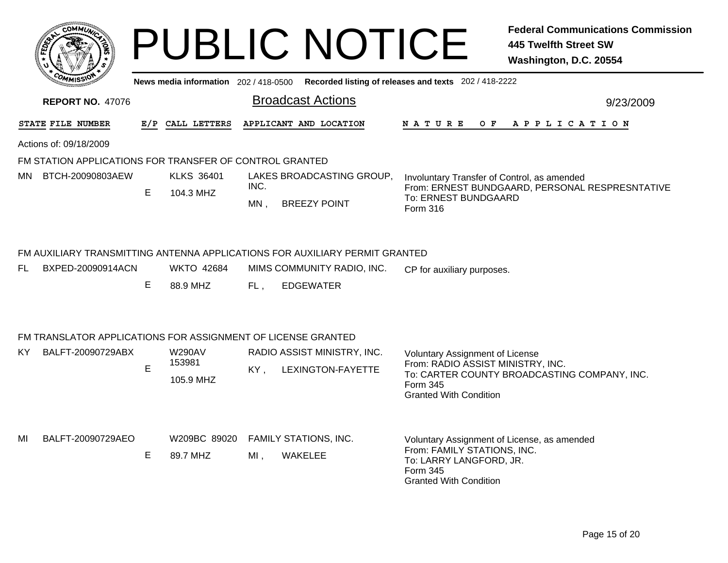# PUBLIC NOTICE

**Federal Communications Commission**
**445 Twelfth Street SW**
**Washington, D.C. 20554**

**News media information** 202 / 418-0500 **Recorded listing of releases and texts** 202 / 418-2222

**REPORT NO.** 47076

## Broadcast Actions

9/23/2009

| STATE | FILE NUMBER | E/P | CALL LETTERS | APPLICANT AND LOCATION | NATURE OF APPLICATION |
|---|---|---|---|---|---|

Actions of: 09/18/2009

### FM STATION APPLICATIONS FOR TRANSFER OF CONTROL GRANTED

| STATE | FILE NUMBER | E/P | CALL LETTERS | APPLICANT AND LOCATION | NATURE OF APPLICATION |
|---|---|---|---|---|---|
| MN | BTCH-20090803AEW | E | KLKS 36401 104.3 MHZ | LAKES BROADCASTING GROUP, INC. MN , BREEZY POINT | Involuntary Transfer of Control, as amended From: ERNEST BUNDGAARD, PERSONAL RESPRESNTATIVE To: ERNEST BUNDGAARD Form 316 |

### FM AUXILIARY TRANSMITTING ANTENNA APPLICATIONS FOR AUXILIARY PERMIT GRANTED

| STATE | FILE NUMBER | E/P | CALL LETTERS | APPLICANT AND LOCATION | NATURE OF APPLICATION |
|---|---|---|---|---|---|
| FL | BXPED-20090914ACN | E | WKTO 42684 88.9 MHZ | MIMS COMMUNITY RADIO, INC. FL , EDGEWATER | CP for auxiliary purposes. |

### FM TRANSLATOR APPLICATIONS FOR ASSIGNMENT OF LICENSE GRANTED

| STATE | FILE NUMBER | E/P | CALL LETTERS | APPLICANT AND LOCATION | NATURE OF APPLICATION |
|---|---|---|---|---|---|
| KY | BALFT-20090729ABX | E | W290AV 153981 105.9 MHZ | RADIO ASSIST MINISTRY, INC. KY , LEXINGTON-FAYETTE | Voluntary Assignment of License From: RADIO ASSIST MINISTRY, INC. To: CARTER COUNTY BROADCASTING COMPANY, INC. Form 345 Granted With Condition |
| MI | BALFT-20090729AEO | E | W209BC 89020 89.7 MHZ | FAMILY STATIONS, INC. MI , WAKELEE | Voluntary Assignment of License, as amended From: FAMILY STATIONS, INC. To: LARRY LANGFORD, JR. Form 345 Granted With Condition |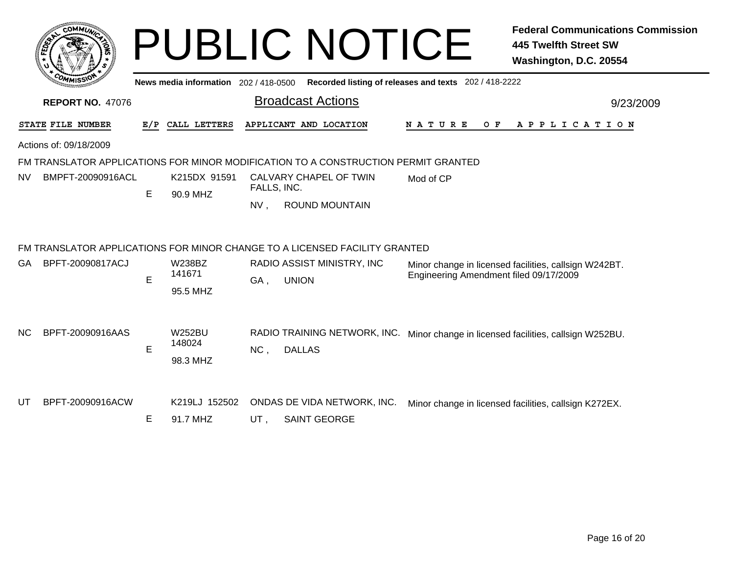# PUBLIC NOTICE

**Federal Communications Commission**
**445 Twelfth Street SW**
**Washington, D.C. 20554**

**News media information** 202 / 418-0500 **Recorded listing of releases and texts** 202 / 418-2222

**REPORT NO.** 47076

## Broadcast Actions

9/23/2009

Actions of: 09/18/2009

### FM TRANSLATOR APPLICATIONS FOR MINOR MODIFICATION TO A CONSTRUCTION PERMIT GRANTED

| STATE | FILE NUMBER | E/P | CALL LETTERS | APPLICANT AND LOCATION | NATURE OF APPLICATION |
|---|---|---|---|---|---|
| NV | BMPFT-20090916ACL | E | K215DX 91591<br>90.9 MHZ | CALVARY CHAPEL OF TWIN FALLS, INC.<br>NV , ROUND MOUNTAIN | Mod of CP |

### FM TRANSLATOR APPLICATIONS FOR MINOR CHANGE TO A LICENSED FACILITY GRANTED

| STATE | FILE NUMBER | E/P | CALL LETTERS | APPLICANT AND LOCATION | NATURE OF APPLICATION |
|---|---|---|---|---|---|
| GA | BPFT-20090817ACJ | E | W238BZ 141671<br>95.5 MHZ | RADIO ASSIST MINISTRY, INC<br>GA , UNION | Minor change in licensed facilities, callsign W242BT.<br>Engineering Amendment filed 09/17/2009 |
| NC | BPFT-20090916AAS | E | W252BU 148024<br>98.3 MHZ | RADIO TRAINING NETWORK, INC.<br>NC , DALLAS | Minor change in licensed facilities, callsign W252BU. |
| UT | BPFT-20090916ACW | E | K219LJ 152502<br>91.7 MHZ | ONDAS DE VIDA NETWORK, INC.<br>UT , SAINT GEORGE | Minor change in licensed facilities, callsign K272EX. |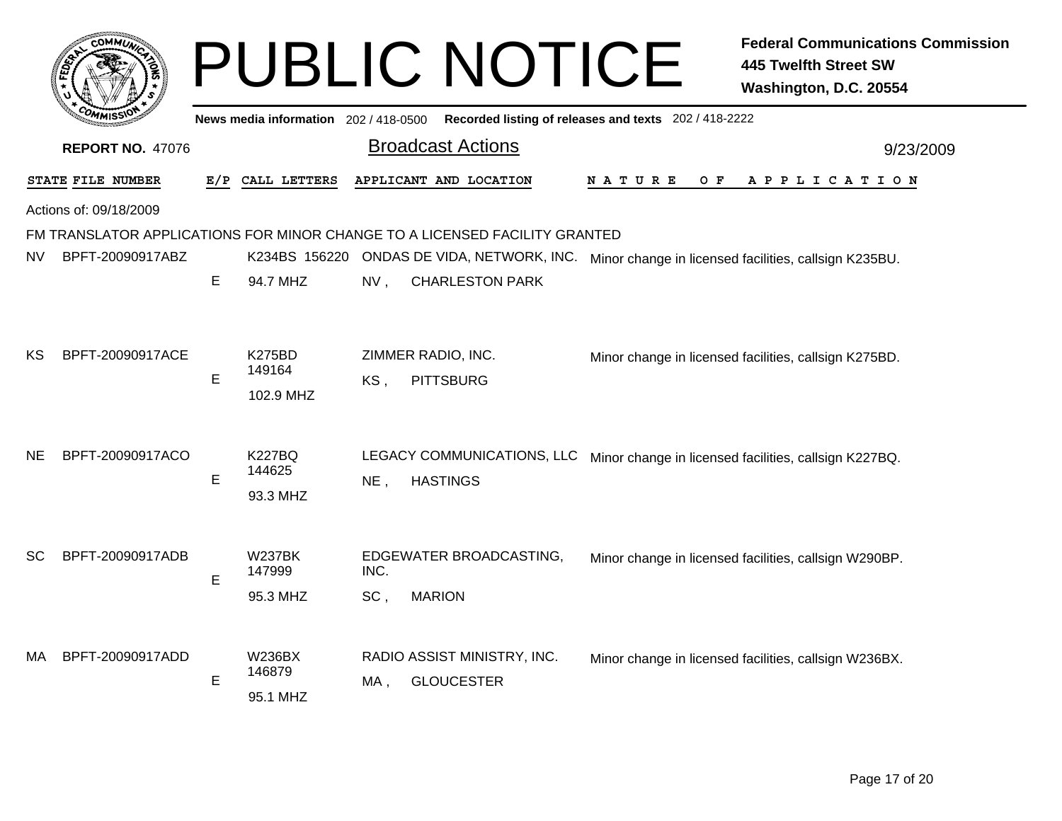# PUBLIC NOTICE

**Federal Communications Commission**
**445 Twelfth Street SW**
**Washington, D.C. 20554**

News media information 202 / 418-0500 Recorded listing of releases and texts 202 / 418-2222

**REPORT NO.** 47076

## Broadcast Actions

9/23/2009

Actions of: 09/18/2009

FM TRANSLATOR APPLICATIONS FOR MINOR CHANGE TO A LICENSED FACILITY GRANTED

| STATE | FILE NUMBER | E/P | CALL LETTERS | APPLICANT AND LOCATION | NATURE OF APPLICATION |
|---|---|---|---|---|---|
| NV | BPFT-20090917ABZ | E | K234BS 156220<br>94.7 MHZ | ONDAS DE VIDA, NETWORK, INC.<br>NV , CHARLESTON PARK | Minor change in licensed facilities, callsign K235BU. |
| KS | BPFT-20090917ACE | E | K275BD<br>149164<br>102.9 MHZ | ZIMMER RADIO, INC.<br>KS , PITTSBURG | Minor change in licensed facilities, callsign K275BD. |
| NE | BPFT-20090917ACO | E | K227BQ<br>144625<br>93.3 MHZ | LEGACY COMMUNICATIONS, LLC<br>NE , HASTINGS | Minor change in licensed facilities, callsign K227BQ. |
| SC | BPFT-20090917ADB | E | W237BK<br>147999<br>95.3 MHZ | EDGEWATER BROADCASTING, INC.<br>SC , MARION | Minor change in licensed facilities, callsign W290BP. |
| MA | BPFT-20090917ADD | E | W236BX<br>146879<br>95.1 MHZ | RADIO ASSIST MINISTRY, INC.<br>MA , GLOUCESTER | Minor change in licensed facilities, callsign W236BX. |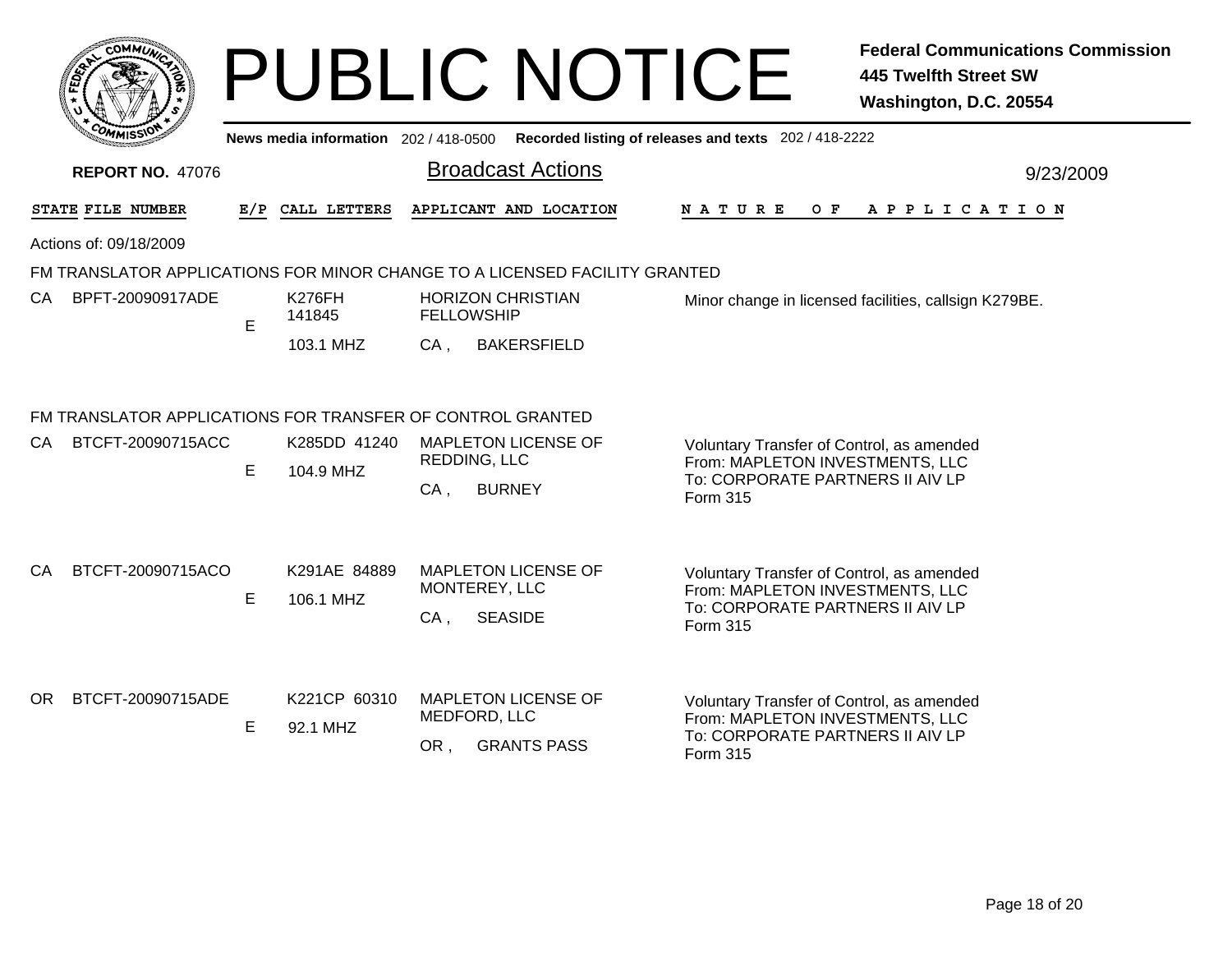# PUBLIC NOTICE

**Federal Communications Commission**
**445 Twelfth Street SW**
**Washington, D.C. 20554**

News media information 202 / 418-0500 Recorded listing of releases and texts 202 / 418-2222

**REPORT NO. 47076**

## Broadcast Actions

9/23/2009

| STATE | FILE NUMBER | E/P | CALL LETTERS | APPLICANT AND LOCATION | NATURE OF APPLICATION |
|---|---|---|---|---|---|

Actions of: 09/18/2009

### FM TRANSLATOR APPLICATIONS FOR MINOR CHANGE TO A LICENSED FACILITY GRANTED

| STATE | FILE NUMBER | E/P | CALL LETTERS | APPLICANT AND LOCATION | NATURE OF APPLICATION |
|---|---|---|---|---|---|
| CA | BPFT-20090917ADE | E | K276FH 141845 103.1 MHZ | HORIZON CHRISTIAN FELLOWSHIP CA , BAKERSFIELD | Minor change in licensed facilities, callsign K279BE. |

### FM TRANSLATOR APPLICATIONS FOR TRANSFER OF CONTROL GRANTED

| STATE | FILE NUMBER | E/P | CALL LETTERS | APPLICANT AND LOCATION | NATURE OF APPLICATION |
|---|---|---|---|---|---|
| CA | BTCFT-20090715ACC | E | K285DD 41240 104.9 MHZ | MAPLETON LICENSE OF REDDING, LLC CA , BURNEY | Voluntary Transfer of Control, as amended From: MAPLETON INVESTMENTS, LLC To: CORPORATE PARTNERS II AIV LP Form 315 |
| CA | BTCFT-20090715ACO | E | K291AE 84889 106.1 MHZ | MAPLETON LICENSE OF MONTEREY, LLC CA , SEASIDE | Voluntary Transfer of Control, as amended From: MAPLETON INVESTMENTS, LLC To: CORPORATE PARTNERS II AIV LP Form 315 |
| OR | BTCFT-20090715ADE | E | K221CP 60310 92.1 MHZ | MAPLETON LICENSE OF MEDFORD, LLC OR , GRANTS PASS | Voluntary Transfer of Control, as amended From: MAPLETON INVESTMENTS, LLC To: CORPORATE PARTNERS II AIV LP Form 315 |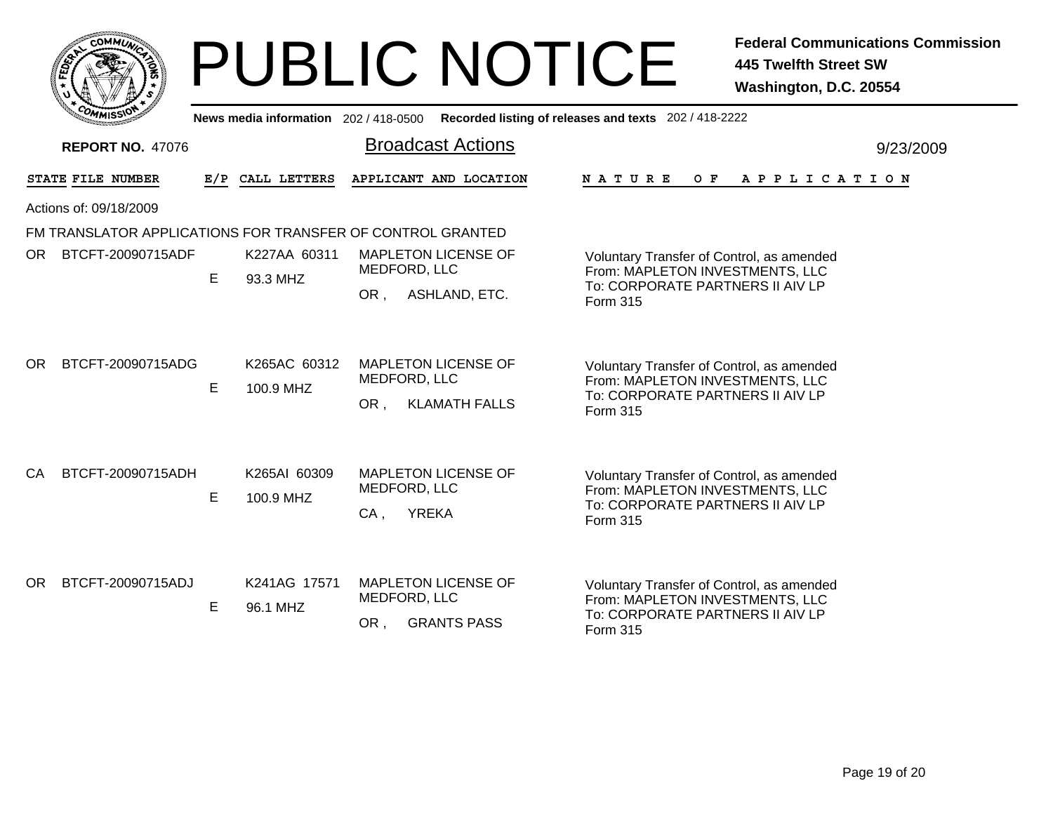# PUBLIC NOTICE

**Federal Communications Commission**
**445 Twelfth Street SW**
**Washington, D.C. 20554**

**News media information** 202 / 418-0500 **Recorded listing of releases and texts** 202 / 418-2222

**REPORT NO.** 47076

## Broadcast Actions

9/23/2009

Actions of: 09/18/2009

### FM TRANSLATOR APPLICATIONS FOR TRANSFER OF CONTROL GRANTED

| STATE | FILE NUMBER | E/P | CALL LETTERS | APPLICANT AND LOCATION | NATURE OF APPLICATION |
|---|---|---|---|---|---|
| OR | BTCFT-20090715ADF | E | K227AA 60311<br>93.3 MHZ | MAPLETON LICENSE OF MEDFORD, LLC<br>OR , ASHLAND, ETC. | Voluntary Transfer of Control, as amended<br>From: MAPLETON INVESTMENTS, LLC<br>To: CORPORATE PARTNERS II AIV LP<br>Form 315 |
| OR | BTCFT-20090715ADG | E | K265AC 60312<br>100.9 MHZ | MAPLETON LICENSE OF MEDFORD, LLC<br>OR , KLAMATH FALLS | Voluntary Transfer of Control, as amended<br>From: MAPLETON INVESTMENTS, LLC<br>To: CORPORATE PARTNERS II AIV LP<br>Form 315 |
| CA | BTCFT-20090715ADH | E | K265AI 60309<br>100.9 MHZ | MAPLETON LICENSE OF MEDFORD, LLC<br>CA , YREKA | Voluntary Transfer of Control, as amended<br>From: MAPLETON INVESTMENTS, LLC<br>To: CORPORATE PARTNERS II AIV LP<br>Form 315 |
| OR | BTCFT-20090715ADJ | E | K241AG 17571<br>96.1 MHZ | MAPLETON LICENSE OF MEDFORD, LLC<br>OR , GRANTS PASS | Voluntary Transfer of Control, as amended<br>From: MAPLETON INVESTMENTS, LLC<br>To: CORPORATE PARTNERS II AIV LP<br>Form 315 |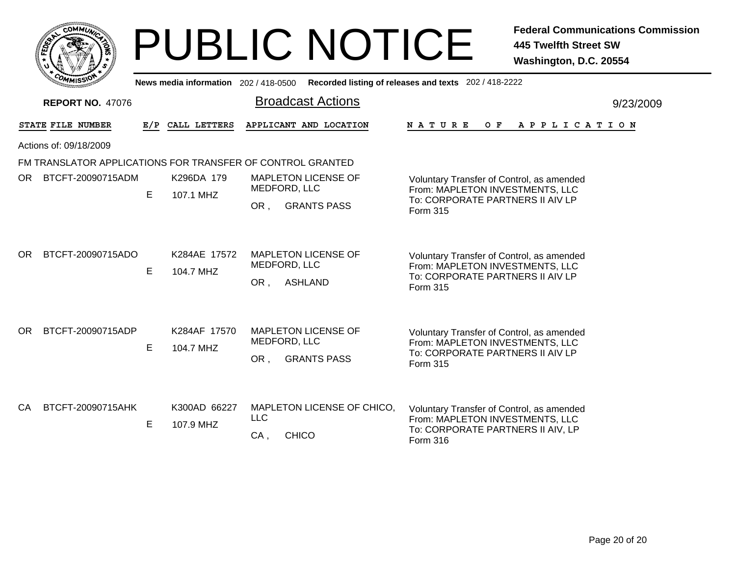# PUBLIC NOTICE

**Federal Communications Commission**
**445 Twelfth Street SW**
**Washington, D.C. 20554**

**News media information** 202 / 418-0500 **Recorded listing of releases and texts** 202 / 418-2222

**REPORT NO.** 47076

## Broadcast Actions

9/23/2009

Actions of: 09/18/2009

FM TRANSLATOR APPLICATIONS FOR TRANSFER OF CONTROL GRANTED

| STATE | FILE NUMBER | E/P | CALL LETTERS | APPLICANT AND LOCATION | NATURE OF APPLICATION |
|---|---|---|---|---|---|
| OR | BTCFT-20090715ADM | E | K296DA 179<br>107.1 MHZ | MAPLETON LICENSE OF MEDFORD, LLC<br>OR , GRANTS PASS | Voluntary Transfer of Control, as amended<br>From: MAPLETON INVESTMENTS, LLC<br>To: CORPORATE PARTNERS II AIV LP<br>Form 315 |
| OR | BTCFT-20090715ADO | E | K284AE 17572<br>104.7 MHZ | MAPLETON LICENSE OF MEDFORD, LLC<br>OR , ASHLAND | Voluntary Transfer of Control, as amended<br>From: MAPLETON INVESTMENTS, LLC<br>To: CORPORATE PARTNERS II AIV LP<br>Form 315 |
| OR | BTCFT-20090715ADP | E | K284AF 17570<br>104.7 MHZ | MAPLETON LICENSE OF MEDFORD, LLC<br>OR , GRANTS PASS | Voluntary Transfer of Control, as amended<br>From: MAPLETON INVESTMENTS, LLC<br>To: CORPORATE PARTNERS II AIV LP<br>Form 315 |
| CA | BTCFT-20090715AHK | E | K300AD 66227<br>107.9 MHZ | MAPLETON LICENSE OF CHICO, LLC<br>CA , CHICO | Voluntary Transfer of Control, as amended<br>From: MAPLETON INVESTMENTS, LLC<br>To: CORPORATE PARTNERS II AIV, LP<br>Form 316 |